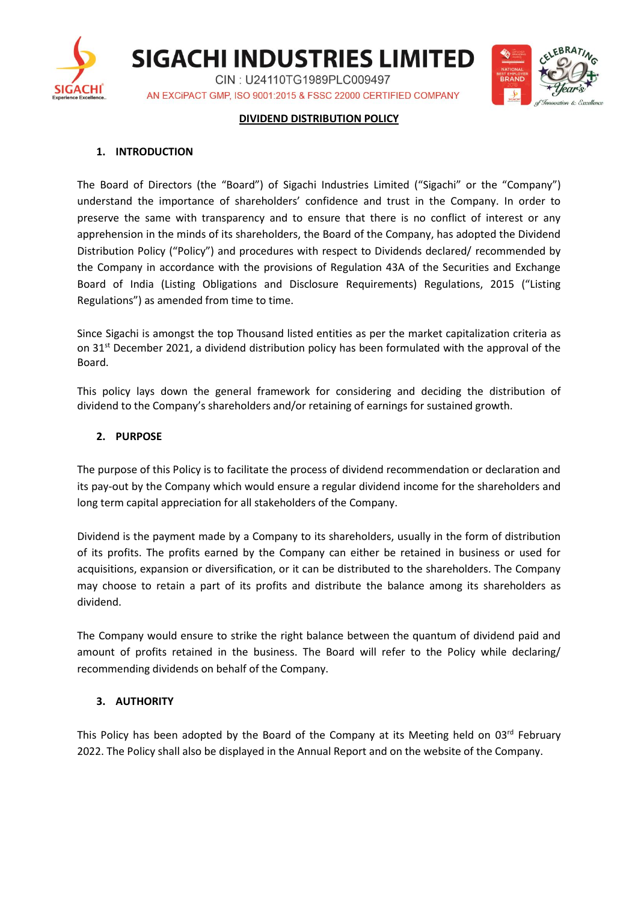# SIGACHI INDUSTRIES LIMITED

CIN : U24110TG1989PLC009497

AN EXCiPACT GMP, ISO 9001:2015 & FSSC 22000 CERTIFIED COMPANY

## DIVIDEND DISTRIBUTION POLICY

### 1. INTRODUCTION

The Board of Directors (the "Board") of Sigachi Industries Limited ("Sigachi" or the "Company") understand the importance of shareholders' confidence and trust in the Company. In order to preserve the same with transparency and to ensure that there is no conflict of interest or any apprehension in the minds of its shareholders, the Board of the Company, has adopted the Dividend Distribution Policy ("Policy") and procedures with respect to Dividends declared/ recommended by the Company in accordance with the provisions of Regulation 43A of the Securities and Exchange Board of India (Listing Obligations and Disclosure Requirements) Regulations, 2015 ("Listing Regulations") as amended from time to time.

Since Sigachi is amongst the top Thousand listed entities as per the market capitalization criteria as on 31st December 2021, a dividend distribution policy has been formulated with the approval of the Board.

This policy lays down the general framework for considering and deciding the distribution of dividend to the Company's shareholders and/or retaining of earnings for sustained growth.

### 2. PURPOSE

The purpose of this Policy is to facilitate the process of dividend recommendation or declaration and its pay-out by the Company which would ensure a regular dividend income for the shareholders and long term capital appreciation for all stakeholders of the Company.

Dividend is the payment made by a Company to its shareholders, usually in the form of distribution of its profits. The profits earned by the Company can either be retained in business or used for acquisitions, expansion or diversification, or it can be distributed to the shareholders. The Company may choose to retain a part of its profits and distribute the balance among its shareholders as dividend.

The Company would ensure to strike the right balance between the quantum of dividend paid and amount of profits retained in the business. The Board will refer to the Policy while declaring/ recommending dividends on behalf of the Company.

### 3. AUTHORITY

This Policy has been adopted by the Board of the Company at its Meeting held on 03rd February 2022. The Policy shall also be displayed in the Annual Report and on the website of the Company.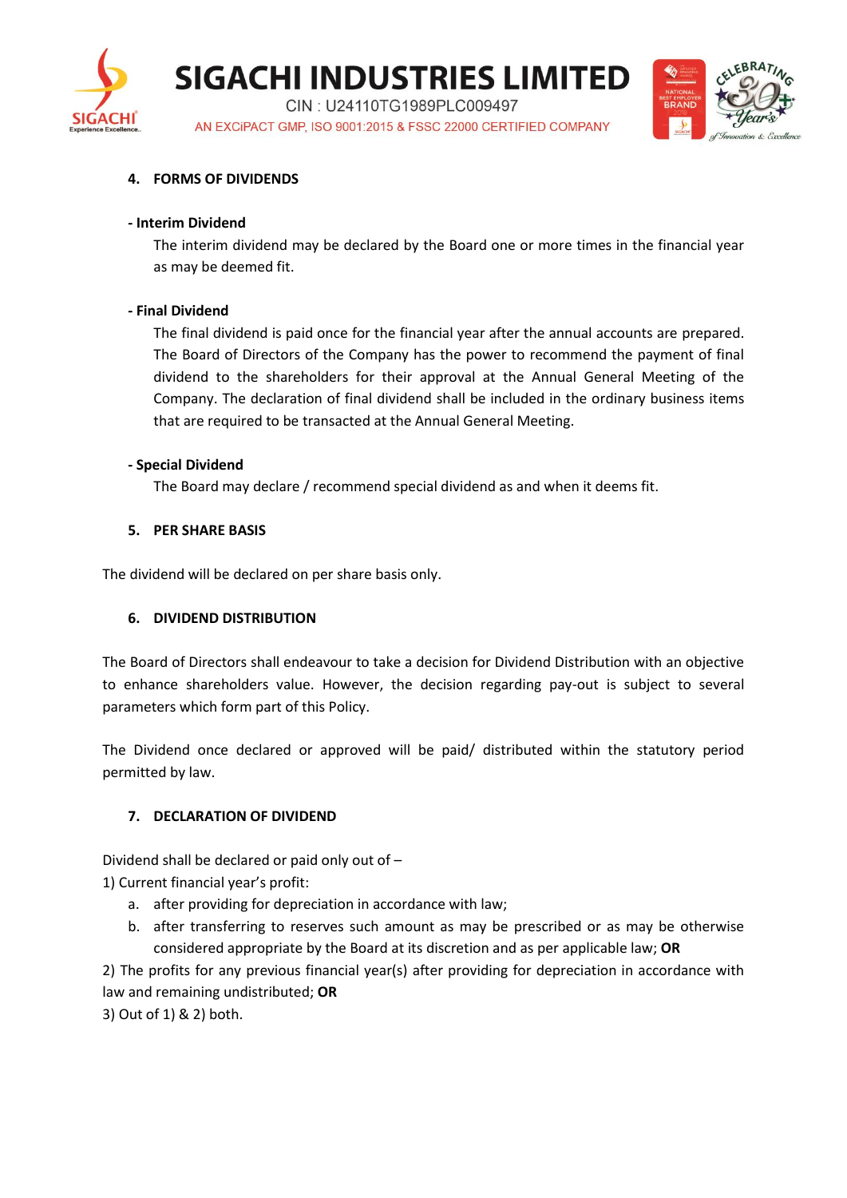## 4. FORMS OF DIVIDENDS

**- Interim Dividend**

The interim dividend may be declared by the Board one or more times in the financial year as may be deemed fit.

**- Final Dividend**

The final dividend is paid once for the financial year after the annual accounts are prepared. The Board of Directors of the Company has the power to recommend the payment of final dividend to the shareholders for their approval at the Annual General Meeting of the Company. The declaration of final dividend shall be included in the ordinary business items that are required to be transacted at the Annual General Meeting.

**- Special Dividend**

The Board may declare / recommend special dividend as and when it deems fit.

## 5. PER SHARE BASIS

The dividend will be declared on per share basis only.

## 6. DIVIDEND DISTRIBUTION

The Board of Directors shall endeavour to take a decision for Dividend Distribution with an objective to enhance shareholders value. However, the decision regarding pay-out is subject to several parameters which form part of this Policy.

The Dividend once declared or approved will be paid/ distributed within the statutory period permitted by law.

## 7. DECLARATION OF DIVIDEND

Dividend shall be declared or paid only out of –

1) Current financial year's profit:

   a. after providing for depreciation in accordance with law;
   b. after transferring to reserves such amount as may be prescribed or as may be otherwise considered appropriate by the Board at its discretion and as per applicable law; **OR**

2) The profits for any previous financial year(s) after providing for depreciation in accordance with law and remaining undistributed; **OR**

3) Out of 1) & 2) both.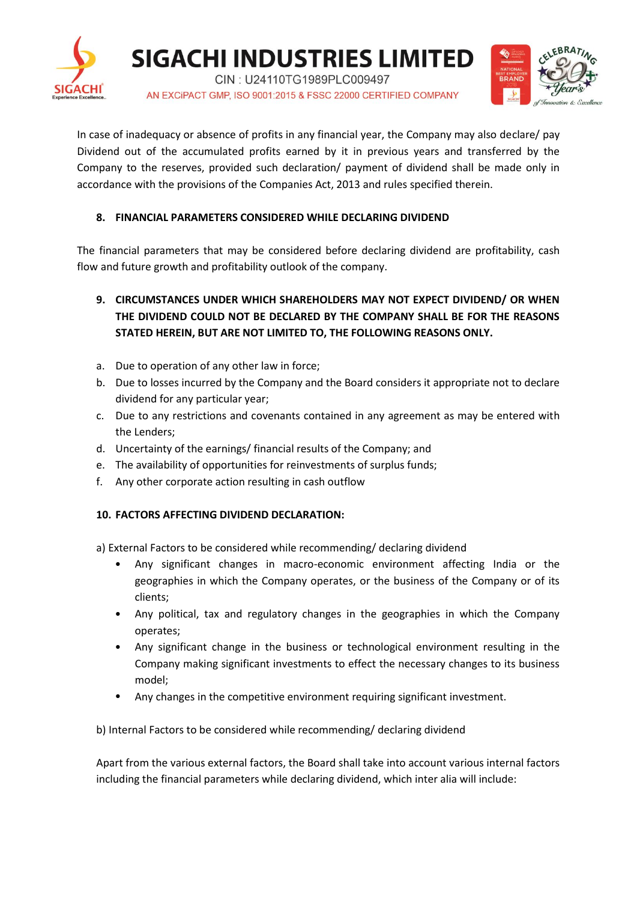In case of inadequacy or absence of profits in any financial year, the Company may also declare/ pay Dividend out of the accumulated profits earned by it in previous years and transferred by the Company to the reserves, provided such declaration/ payment of dividend shall be made only in accordance with the provisions of the Companies Act, 2013 and rules specified therein.

## 8. FINANCIAL PARAMETERS CONSIDERED WHILE DECLARING DIVIDEND

The financial parameters that may be considered before declaring dividend are profitability, cash flow and future growth and profitability outlook of the company.

## 9. CIRCUMSTANCES UNDER WHICH SHAREHOLDERS MAY NOT EXPECT DIVIDEND/ OR WHEN THE DIVIDEND COULD NOT BE DECLARED BY THE COMPANY SHALL BE FOR THE REASONS STATED HEREIN, BUT ARE NOT LIMITED TO, THE FOLLOWING REASONS ONLY.

a. Due to operation of any other law in force;
b. Due to losses incurred by the Company and the Board considers it appropriate not to declare dividend for any particular year;
c. Due to any restrictions and covenants contained in any agreement as may be entered with the Lenders;
d. Uncertainty of the earnings/ financial results of the Company; and
e. The availability of opportunities for reinvestments of surplus funds;
f. Any other corporate action resulting in cash outflow

## 10. FACTORS AFFECTING DIVIDEND DECLARATION:

a) External Factors to be considered while recommending/ declaring dividend

- Any significant changes in macro-economic environment affecting India or the geographies in which the Company operates, or the business of the Company or of its clients;
- Any political, tax and regulatory changes in the geographies in which the Company operates;
- Any significant change in the business or technological environment resulting in the Company making significant investments to effect the necessary changes to its business model;
- Any changes in the competitive environment requiring significant investment.

b) Internal Factors to be considered while recommending/ declaring dividend

Apart from the various external factors, the Board shall take into account various internal factors including the financial parameters while declaring dividend, which inter alia will include: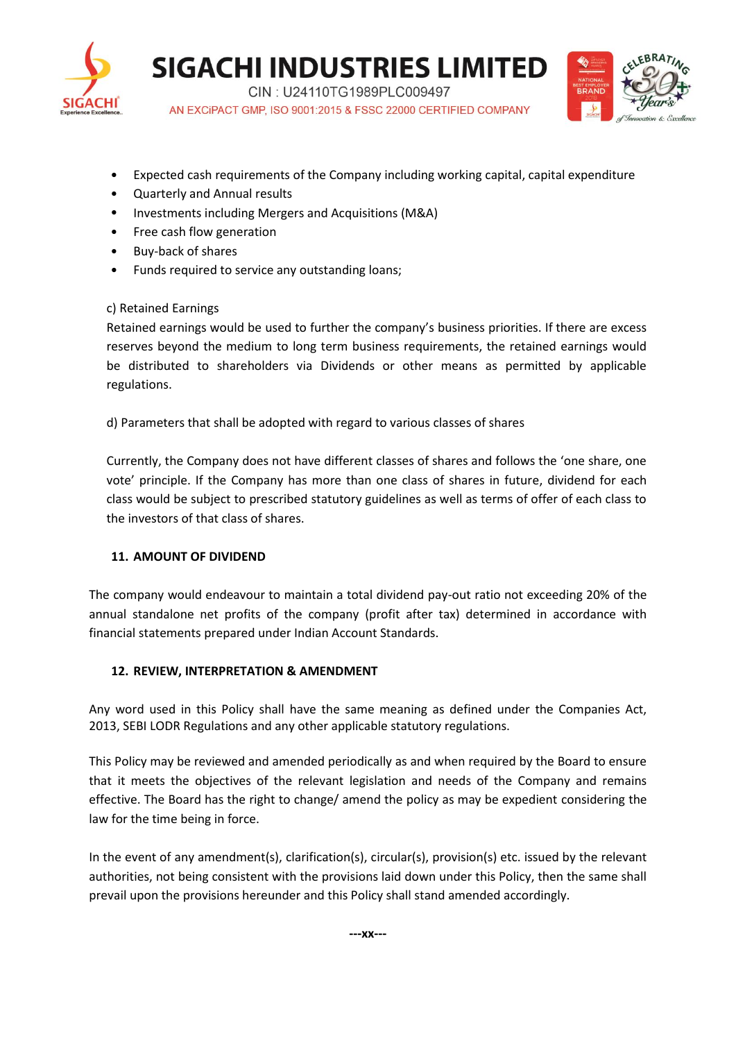- Expected cash requirements of the Company including working capital, capital expenditure
- Quarterly and Annual results
- Investments including Mergers and Acquisitions (M&A)
- Free cash flow generation
- Buy-back of shares
- Funds required to service any outstanding loans;

c) Retained Earnings

Retained earnings would be used to further the company's business priorities. If there are excess reserves beyond the medium to long term business requirements, the retained earnings would be distributed to shareholders via Dividends or other means as permitted by applicable regulations.

d) Parameters that shall be adopted with regard to various classes of shares

Currently, the Company does not have different classes of shares and follows the 'one share, one vote' principle. If the Company has more than one class of shares in future, dividend for each class would be subject to prescribed statutory guidelines as well as terms of offer of each class to the investors of that class of shares.

**11. AMOUNT OF DIVIDEND**

The company would endeavour to maintain a total dividend pay-out ratio not exceeding 20% of the annual standalone net profits of the company (profit after tax) determined in accordance with financial statements prepared under Indian Account Standards.

**12. REVIEW, INTERPRETATION & AMENDMENT**

Any word used in this Policy shall have the same meaning as defined under the Companies Act, 2013, SEBI LODR Regulations and any other applicable statutory regulations.

This Policy may be reviewed and amended periodically as and when required by the Board to ensure that it meets the objectives of the relevant legislation and needs of the Company and remains effective. The Board has the right to change/ amend the policy as may be expedient considering the law for the time being in force.

In the event of any amendment(s), clarification(s), circular(s), provision(s) etc. issued by the relevant authorities, not being consistent with the provisions laid down under this Policy, then the same shall prevail upon the provisions hereunder and this Policy shall stand amended accordingly.

**---xx---**